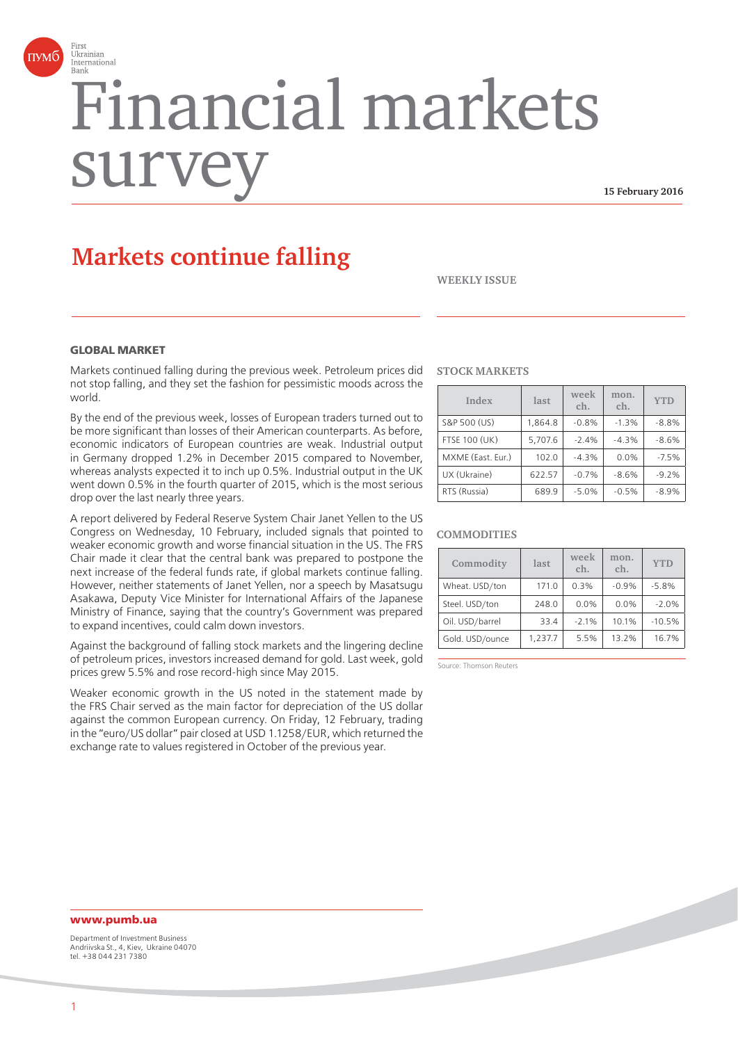# Financial markets survey

**15 February 2016**

## Markets continue falling

**WEEKLY ISSUE**

### GLOBAL MARKET

Markets continued falling during the previous week. Petroleum prices did not stop falling, and they set the fashion for pessimistic moods across the world.

By the end of the previous week, losses of European traders turned out to be more significant than losses of their American counterparts. As before, economic indicators of European countries are weak. Industrial output in Germany dropped 1.2% in December 2015 compared to November, whereas analysts expected it to inch up 0.5%. Industrial output in the UK went down 0.5% in the fourth quarter of 2015, which is the most serious drop over the last nearly three years.

A report delivered by Federal Reserve System Chair Janet Yellen to the US Congress on Wednesday, 10 February, included signals that pointed to weaker economic growth and worse financial situation in the US. The FRS Chair made it clear that the central bank was prepared to postpone the next increase of the federal funds rate, if global markets continue falling. However, neither statements of Janet Yellen, nor a speech by Masatsugu Asakawa, Deputy Vice Minister for International Affairs of the Japanese Ministry of Finance, saying that the country's Government was prepared to expand incentives, could calm down investors.

Against the background of falling stock markets and the lingering decline of petroleum prices, investors increased demand for gold. Last week, gold prices grew 5.5% and rose record-high since May 2015.

Weaker economic growth in the US noted in the statement made by the FRS Chair served as the main factor for depreciation of the US dollar against the common European currency. On Friday, 12 February, trading in the "euro/US dollar" pair closed at USD 1.1258/EUR, which returned the exchange rate to values registered in October of the previous year.

**STOCK MARKETS**

| Index | last | week ch. | mon. ch. | YTD |
|---|---|---|---|---|
| S&P 500 (US) | 1,864.8 | -0.8% | -1.3% | -8.8% |
| FTSE 100 (UK) | 5,707.6 | -2.4% | -4.3% | -8.6% |
| MXME (East. Eur.) | 102.0 | -4.3% | 0.0% | -7.5% |
| UX (Ukraine) | 622.57 | -0.7% | -8.6% | -9.2% |
| RTS (Russia) | 689.9 | -5.0% | -0.5% | -8.9% |

**COMMODITIES**

| Commodity | last | week ch. | mon. ch. | YTD |
|---|---|---|---|---|
| Wheat. USD/ton | 171.0 | 0.3% | -0.9% | -5.8% |
| Steel. USD/ton | 248.0 | 0.0% | 0.0% | -2.0% |
| Oil. USD/barrel | 33.4 | -2.1% | 10.1% | -10.5% |
| Gold. USD/ounce | 1,237.7 | 5.5% | 13.2% | 16.7% |

Source: Thomson Reuters

**www.pumb.ua**

Department of Investment Business
Andriivska St., 4, Kiev, Ukraine 04070
tel. +38 044 231 7380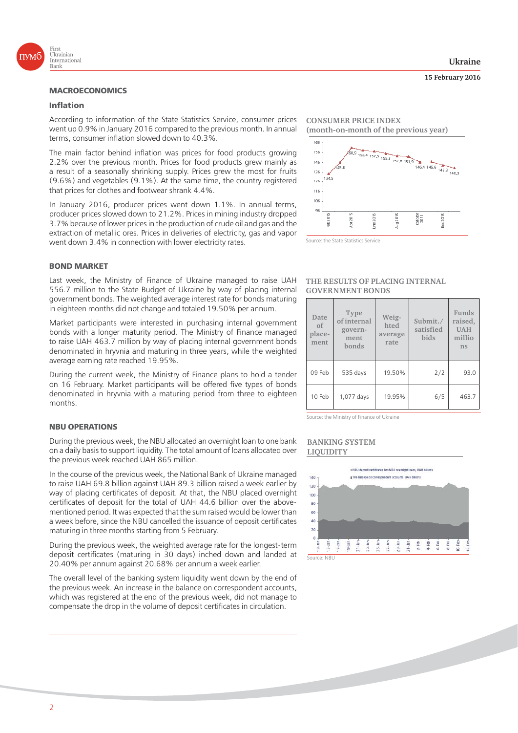## MACROECONOMICS

### Inflation

According to information of the State Statistics Service, consumer prices went up 0.9% in January 2016 compared to the previous month. In annual terms, consumer inflation slowed down to 40.3%.

The main factor behind inflation was prices for food products growing 2.2% over the previous month. Prices for food products grew mainly as a result of a seasonally shrinking supply. Prices grew the most for fruits (9.6%) and vegetables (9.1%). At the same time, the country registered that prices for clothes and footwear shrank 4.4%.

In January 2016, producer prices went down 1.1%. In annual terms, producer prices slowed down to 21.2%. Prices in mining industry dropped 3.7% because of lower prices in the production of crude oil and gas and the extraction of metallic ores. Prices in deliveries of electricity, gas and vapor went down 3.4% in connection with lower electricity rates.

**CONSUMER PRICE INDEX (month-on-month of the previous year)**

Source: the State Statistics Service

## BOND MARKET

Last week, the Ministry of Finance of Ukraine managed to raise UAH 556.7 million to the State Budget of Ukraine by way of placing internal government bonds. The weighted average interest rate for bonds maturing in eighteen months did not change and totaled 19.50% per annum.

Market participants were interested in purchasing internal government bonds with a longer maturity period. The Ministry of Finance managed to raise UAH 463.7 million by way of placing internal government bonds denominated in hryvnia and maturing in three years, while the weighted average earning rate reached 19.95%.

During the current week, the Ministry of Finance plans to hold a tender on 16 February. Market participants will be offered five types of bonds denominated in hryvnia with a maturing period from three to eighteen months.

**THE RESULTS OF PLACING INTERNAL GOVERNMENT BONDS**

| Date of placement | Type of internal government bonds | Weighted average rate | Submit./ satisfied bids | Funds raised, UAH millions |
|---|---|---|---|---|
| 09 Feb | 535 days | 19.50% | 2/2 | 93.0 |
| 10 Feb | 1,077 days | 19.95% | 6/5 | 463.7 |

Source: the Ministry of Finance of Ukraine

## NBU OPERATIONS

During the previous week, the NBU allocated an overnight loan to one bank on a daily basis to support liquidity. The total amount of loans allocated over the previous week reached UAH 865 million.

In the course of the previous week, the National Bank of Ukraine managed to raise UAH 69.8 billion against UAH 89.3 billion raised a week earlier by way of placing certificates of deposit. At that, the NBU placed overnight certificates of deposit for the total of UAH 44.6 billion over the above-mentioned period. It was expected that the sum raised would be lower than a week before, since the NBU cancelled the issuance of deposit certificates maturing in three months starting from 5 February.

During the previous week, the weighted average rate for the longest-term deposit certificates (maturing in 30 days) inched down and landed at 20.40% per annum against 20.68% per annum a week earlier.

The overall level of the banking system liquidity went down by the end of the previous week. An increase in the balance on correspondent accounts, which was registered at the end of the previous week, did not manage to compensate the drop in the volume of deposit certificates in circulation.

**BANKING SYSTEM LIQUIDITY**

Source: NBU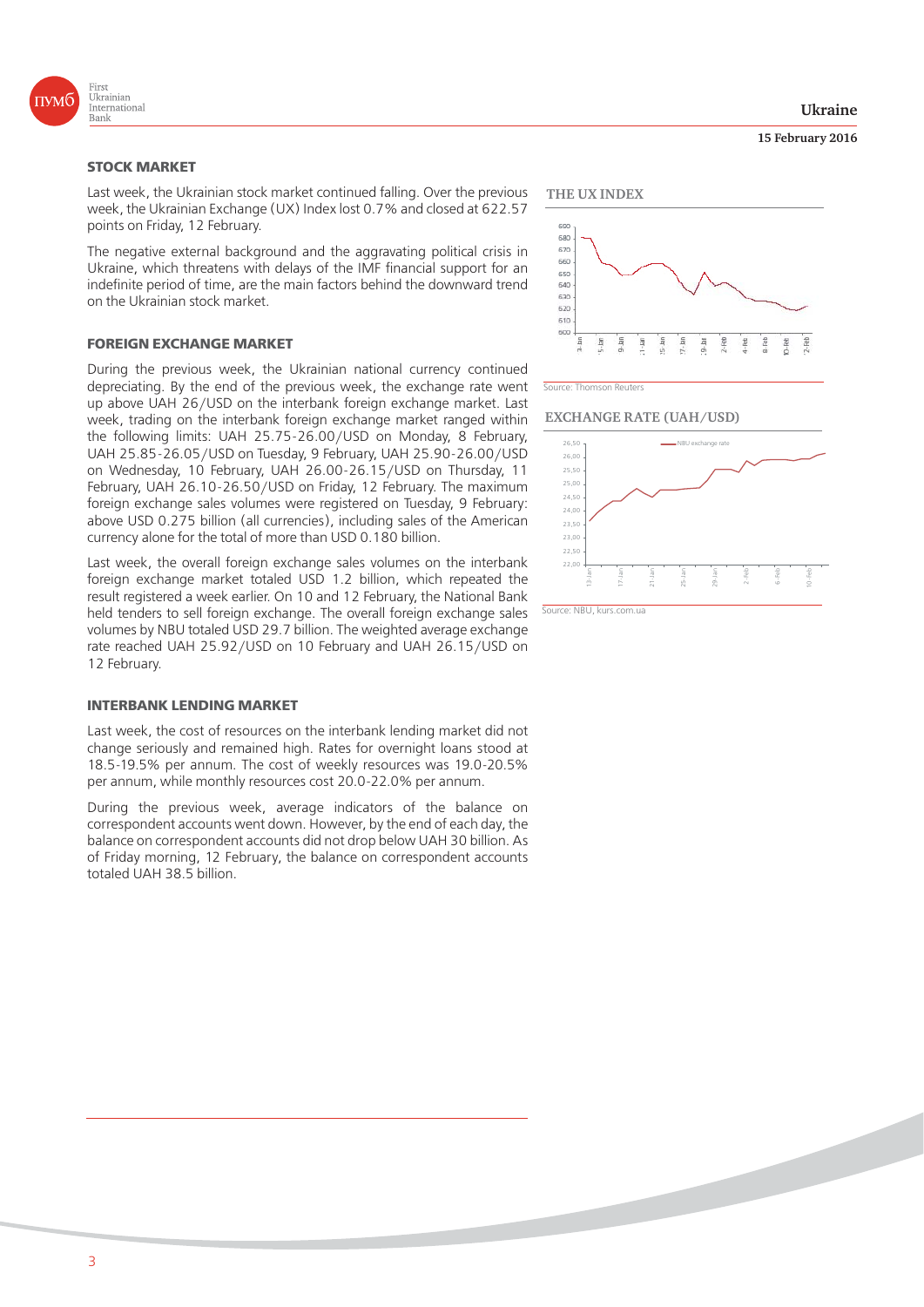## STOCK MARKET

Last week, the Ukrainian stock market continued falling. Over the previous week, the Ukrainian Exchange (UX) Index lost 0.7% and closed at 622.57 points on Friday, 12 February.

The negative external background and the aggravating political crisis in Ukraine, which threatens with delays of the IMF financial support for an indefinite period of time, are the main factors behind the downward trend on the Ukrainian stock market.

### THE UX INDEX

Source: Thomson Reuters

## FOREIGN EXCHANGE MARKET

During the previous week, the Ukrainian national currency continued depreciating. By the end of the previous week, the exchange rate went up above UAH 26/USD on the interbank foreign exchange market. Last week, trading on the interbank foreign exchange market ranged within the following limits: UAH 25.75-26.00/USD on Monday, 8 February, UAH 25.85-26.05/USD on Tuesday, 9 February, UAH 25.90-26.00/USD on Wednesday, 10 February, UAH 26.00-26.15/USD on Thursday, 11 February, UAH 26.10-26.50/USD on Friday, 12 February. The maximum foreign exchange sales volumes were registered on Tuesday, 9 February: above USD 0.275 billion (all currencies), including sales of the American currency alone for the total of more than USD 0.180 billion.

Last week, the overall foreign exchange sales volumes on the interbank foreign exchange market totaled USD 1.2 billion, which repeated the result registered a week earlier. On 10 and 12 February, the National Bank held tenders to sell foreign exchange. The overall foreign exchange sales volumes by NBU totaled USD 29.7 billion. The weighted average exchange rate reached UAH 25.92/USD on 10 February and UAH 26.15/USD on 12 February.

### EXCHANGE RATE (UAH/USD)

Source: NBU, kurs.com.ua

## INTERBANK LENDING MARKET

Last week, the cost of resources on the interbank lending market did not change seriously and remained high. Rates for overnight loans stood at 18.5-19.5% per annum. The cost of weekly resources was 19.0-20.5% per annum, while monthly resources cost 20.0-22.0% per annum.

During the previous week, average indicators of the balance on correspondent accounts went down. However, by the end of each day, the balance on correspondent accounts did not drop below UAH 30 billion. As of Friday morning, 12 February, the balance on correspondent accounts totaled UAH 38.5 billion.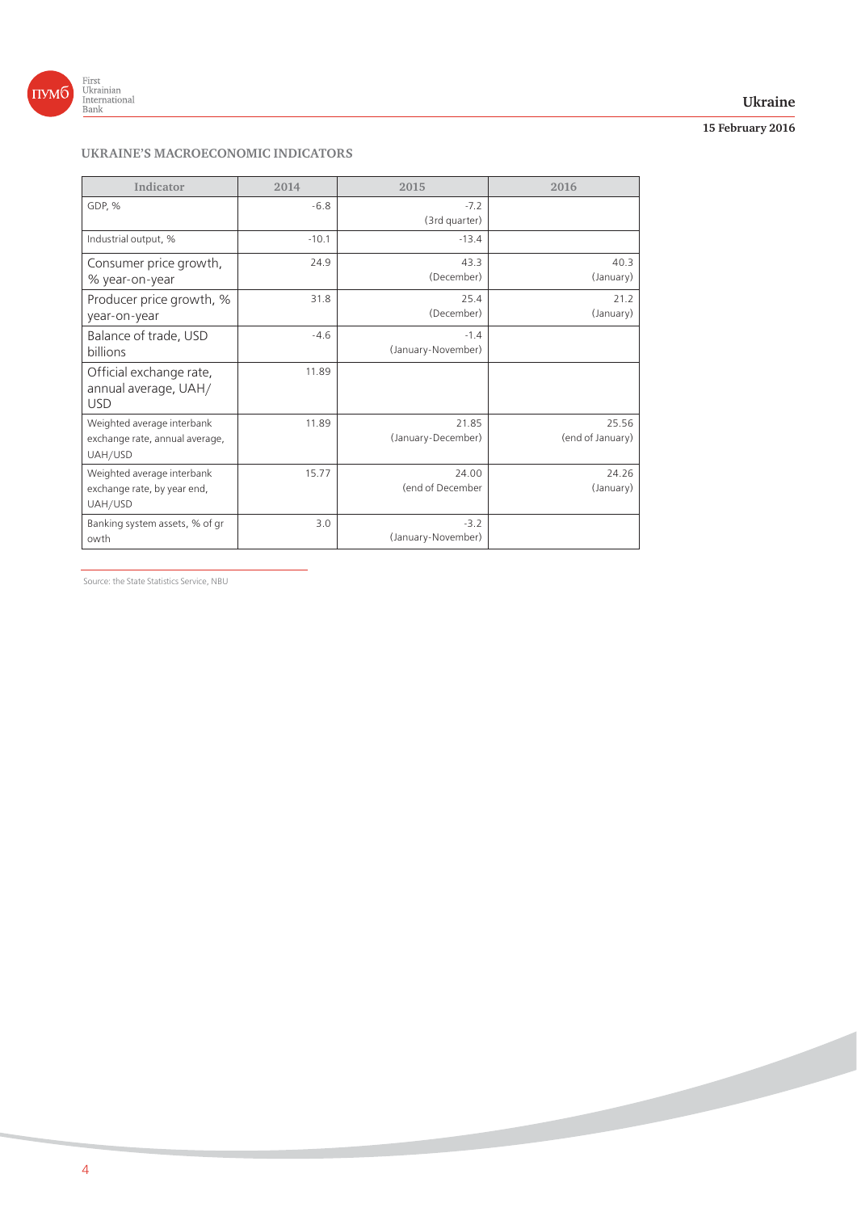## UKRAINE'S MACROECONOMIC INDICATORS

| Indicator | 2014 | 2015 | 2016 |
|---|---|---|---|
| GDP, % | -6.8 | -7.2 (3rd quarter) | |
| Industrial output, % | -10.1 | -13.4 | |
| Consumer price growth, % year-on-year | 24.9 | 43.3 (December) | 40.3 (January) |
| Producer price growth, % year-on-year | 31.8 | 25.4 (December) | 21.2 (January) |
| Balance of trade, USD billions | -4.6 | -1.4 (January-November) | |
| Official exchange rate, annual average, UAH/USD | 11.89 | | |
| Weighted average interbank exchange rate, annual average, UAH/USD | 11.89 | 21.85 (January-December) | 25.56 (end of January) |
| Weighted average interbank exchange rate, by year end, UAH/USD | 15.77 | 24.00 (end of December | 24.26 (January) |
| Banking system assets, % of gr owth | 3.0 | -3.2 (January-November) | |

Source: the State Statistics Service, NBU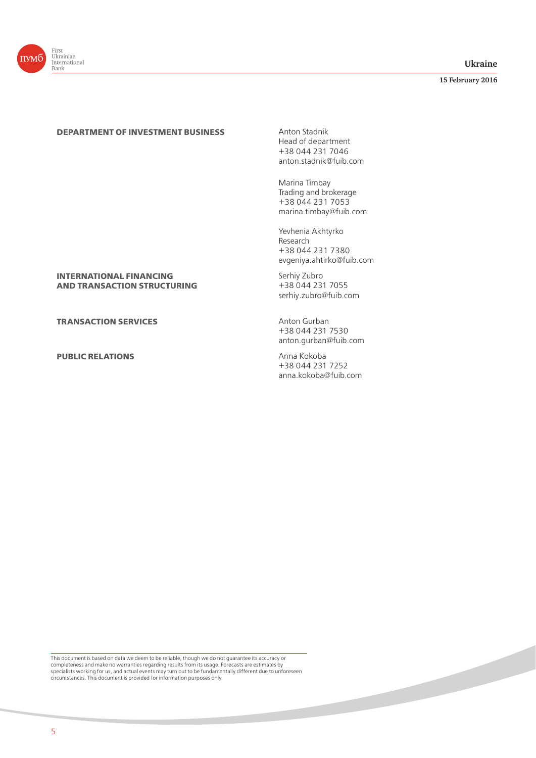**DEPARTMENT OF INVESTMENT BUSINESS**

Anton Stadnik
Head of department
+38 044 231 7046
anton.stadnik@fuib.com

Marina Timbay
Trading and brokerage
+38 044 231 7053
marina.timbay@fuib.com

Yevhenia Akhtyrko
Research
+38 044 231 7380
evgeniya.ahtirko@fuib.com

**INTERNATIONAL FINANCING AND TRANSACTION STRUCTURING**

Serhiy Zubro
+38 044 231 7055
serhiy.zubro@fuib.com

**TRANSACTION SERVICES**

Anton Gurban
+38 044 231 7530
anton.gurban@fuib.com

**PUBLIC RELATIONS**

Anna Kokoba
+38 044 231 7252
anna.kokoba@fuib.com

This document is based on data we deem to be reliable, though we do not guarantee its accuracy or completeness and make no warranties regarding results from its usage. Forecasts are estimates by specialists working for us, and actual events may turn out to be fundamentally different due to unforeseen circumstances. This document is provided for information purposes only.